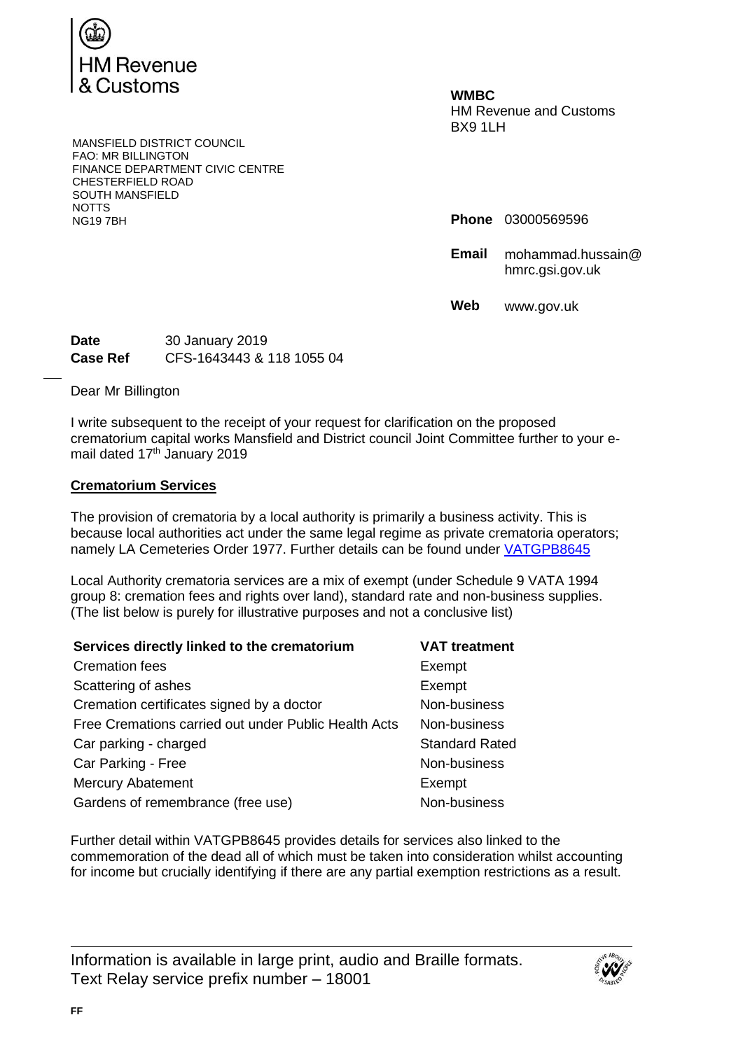HM Revenue & Customs

MANSFIELD DISTRICT COUNCIL
FAO: MR BILLINGTON
FINANCE DEPARTMENT CIVIC CENTRE
CHESTERFIELD ROAD
SOUTH MANSFIELD
NOTTS
NG19 7BH

**WMBC**
HM Revenue and Customs
BX9 1LH

**Phone** 03000569596

**Email** mohammad.hussain@hmrc.gsi.gov.uk

**Web** www.gov.uk

**Date** 30 January 2019
**Case Ref** CFS-1643443 & 118 1055 04

Dear Mr Billington

I write subsequent to the receipt of your request for clarification on the proposed crematorium capital works Mansfield and District council Joint Committee further to your e-mail dated 17th January 2019

## Crematorium Services

The provision of crematoria by a local authority is primarily a business activity. This is because local authorities act under the same legal regime as private crematoria operators; namely LA Cemeteries Order 1977. Further details can be found under [VATGPB8645]

Local Authority crematoria services are a mix of exempt (under Schedule 9 VATA 1994 group 8: cremation fees and rights over land), standard rate and non-business supplies. (The list below is purely for illustrative purposes and not a conclusive list)

| Services directly linked to the crematorium | VAT treatment |
| --- | --- |
| Cremation fees | Exempt |
| Scattering of ashes | Exempt |
| Cremation certificates signed by a doctor | Non-business |
| Free Cremations carried out under Public Health Acts | Non-business |
| Car parking - charged | Standard Rated |
| Car Parking - Free | Non-business |
| Mercury Abatement | Exempt |
| Gardens of remembrance (free use) | Non-business |

Further detail within VATGPB8645 provides details for services also linked to the commemoration of the dead all of which must be taken into consideration whilst accounting for income but crucially identifying if there are any partial exemption restrictions as a result.

Information is available in large print, audio and Braille formats.
Text Relay service prefix number – 18001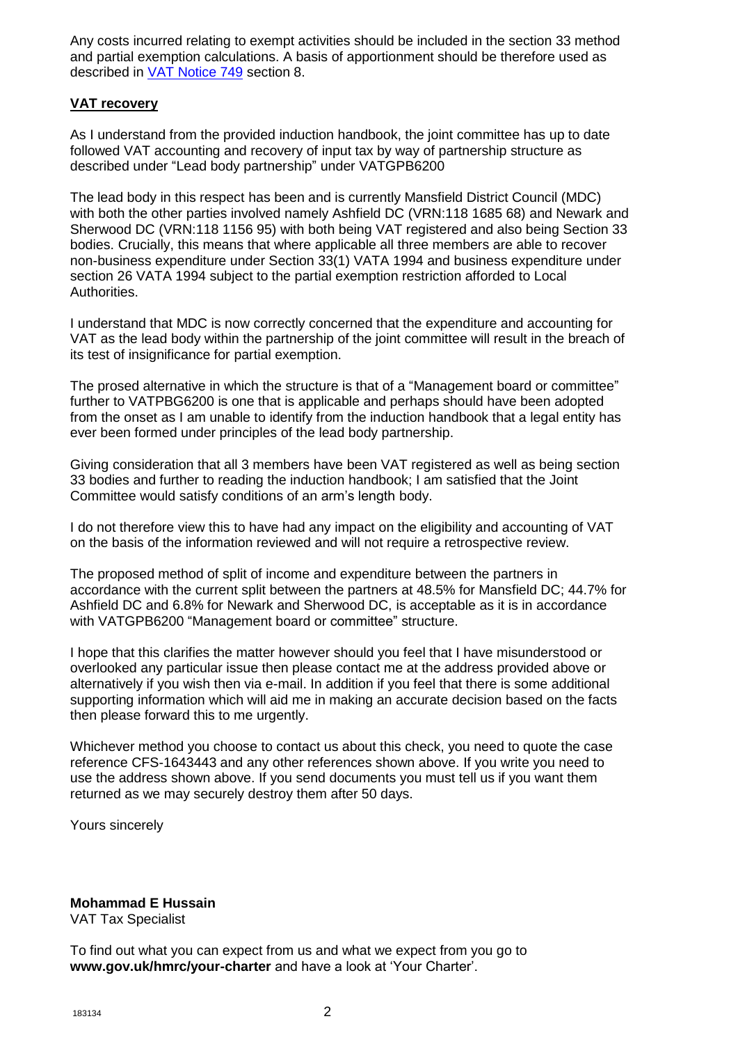Any costs incurred relating to exempt activities should be included in the section 33 method and partial exemption calculations. A basis of apportionment should be therefore used as described in [VAT Notice 749](#) section 8.

**VAT recovery**

As I understand from the provided induction handbook, the joint committee has up to date followed VAT accounting and recovery of input tax by way of partnership structure as described under "Lead body partnership" under VATGPB6200

The lead body in this respect has been and is currently Mansfield District Council (MDC) with both the other parties involved namely Ashfield DC (VRN:118 1685 68) and Newark and Sherwood DC (VRN:118 1156 95) with both being VAT registered and also being Section 33 bodies. Crucially, this means that where applicable all three members are able to recover non-business expenditure under Section 33(1) VATA 1994 and business expenditure under section 26 VATA 1994 subject to the partial exemption restriction afforded to Local Authorities.

I understand that MDC is now correctly concerned that the expenditure and accounting for VAT as the lead body within the partnership of the joint committee will result in the breach of its test of insignificance for partial exemption.

The prosed alternative in which the structure is that of a "Management board or committee" further to VATPBG6200 is one that is applicable and perhaps should have been adopted from the onset as I am unable to identify from the induction handbook that a legal entity has ever been formed under principles of the lead body partnership.

Giving consideration that all 3 members have been VAT registered as well as being section 33 bodies and further to reading the induction handbook; I am satisfied that the Joint Committee would satisfy conditions of an arm's length body.

I do not therefore view this to have had any impact on the eligibility and accounting of VAT on the basis of the information reviewed and will not require a retrospective review.

The proposed method of split of income and expenditure between the partners in accordance with the current split between the partners at 48.5% for Mansfield DC; 44.7% for Ashfield DC and 6.8% for Newark and Sherwood DC, is acceptable as it is in accordance with VATGPB6200 "Management board or committee" structure.

I hope that this clarifies the matter however should you feel that I have misunderstood or overlooked any particular issue then please contact me at the address provided above or alternatively if you wish then via e-mail. In addition if you feel that there is some additional supporting information which will aid me in making an accurate decision based on the facts then please forward this to me urgently.

Whichever method you choose to contact us about this check, you need to quote the case reference CFS-1643443 and any other references shown above. If you write you need to use the address shown above. If you send documents you must tell us if you want them returned as we may securely destroy them after 50 days.

Yours sincerely

**Mohammad E Hussain**
VAT Tax Specialist

To find out what you can expect from us and what we expect from you go to **www.gov.uk/hmrc/your-charter** and have a look at 'Your Charter'.

183134